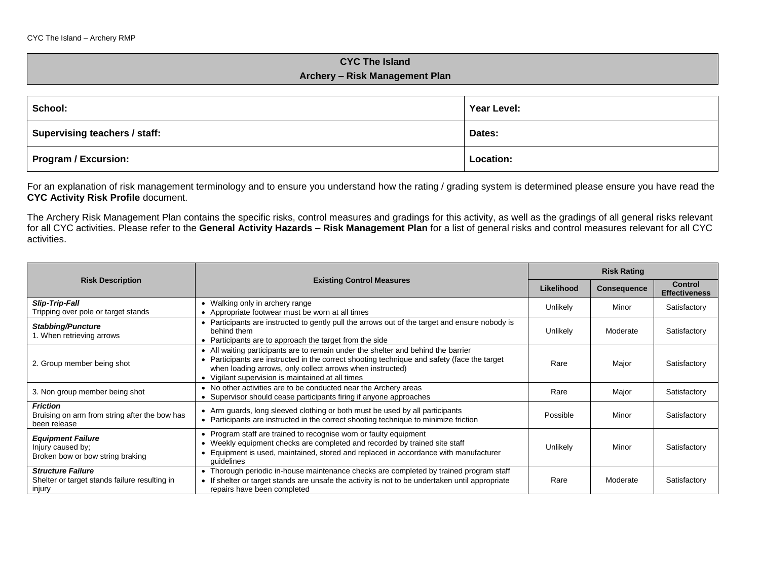## CYC The Island
## Archery – Risk Management Plan

| School: | Year Level: |
|---|---|
| Supervising teachers / staff: | Dates: |
| Program / Excursion: | Location: |

For an explanation of risk management terminology and to ensure you understand how the rating / grading system is determined please ensure you have read the **CYC Activity Risk Profile** document.

The Archery Risk Management Plan contains the specific risks, control measures and gradings for this activity, as well as the gradings of all general risks relevant for all CYC activities. Please refer to the **General Activity Hazards – Risk Management Plan** for a list of general risks and control measures relevant for all CYC activities.

| Risk Description | Existing Control Measures | Risk Rating | | |
|---|---|---|---|---|
| | | Likelihood | Consequence | Control Effectiveness |
| ***Slip-Trip-Fall***<br>Tripping over pole or target stands | • Walking only in archery range<br>• Appropriate footwear must be worn at all times | Unlikely | Minor | Satisfactory |
| ***Stabbing/Puncture***<br>1. When retrieving arrows | • Participants are instructed to gently pull the arrows out of the target and ensure nobody is behind them<br>• Participants are to approach the target from the side | Unlikely | Moderate | Satisfactory |
| 2. Group member being shot | • All waiting participants are to remain under the shelter and behind the barrier<br>• Participants are instructed in the correct shooting technique and safety (face the target when loading arrows, only collect arrows when instructed)<br>• Vigilant supervision is maintained at all times | Rare | Major | Satisfactory |
| 3. Non group member being shot | • No other activities are to be conducted near the Archery areas<br>• Supervisor should cease participants firing if anyone approaches | Rare | Major | Satisfactory |
| ***Friction***<br>Bruising on arm from string after the bow has been release | • Arm guards, long sleeved clothing or both must be used by all participants<br>• Participants are instructed in the correct shooting technique to minimize friction | Possible | Minor | Satisfactory |
| ***Equipment Failure***<br>Injury caused by;<br>Broken bow or bow string braking | • Program staff are trained to recognise worn or faulty equipment<br>• Weekly equipment checks are completed and recorded by trained site staff<br>• Equipment is used, maintained, stored and replaced in accordance with manufacturer guidelines | Unlikely | Minor | Satisfactory |
| ***Structure Failure***<br>Shelter or target stands failure resulting in injury | • Thorough periodic in-house maintenance checks are completed by trained program staff<br>• If shelter or target stands are unsafe the activity is not to be undertaken until appropriate repairs have been completed | Rare | Moderate | Satisfactory |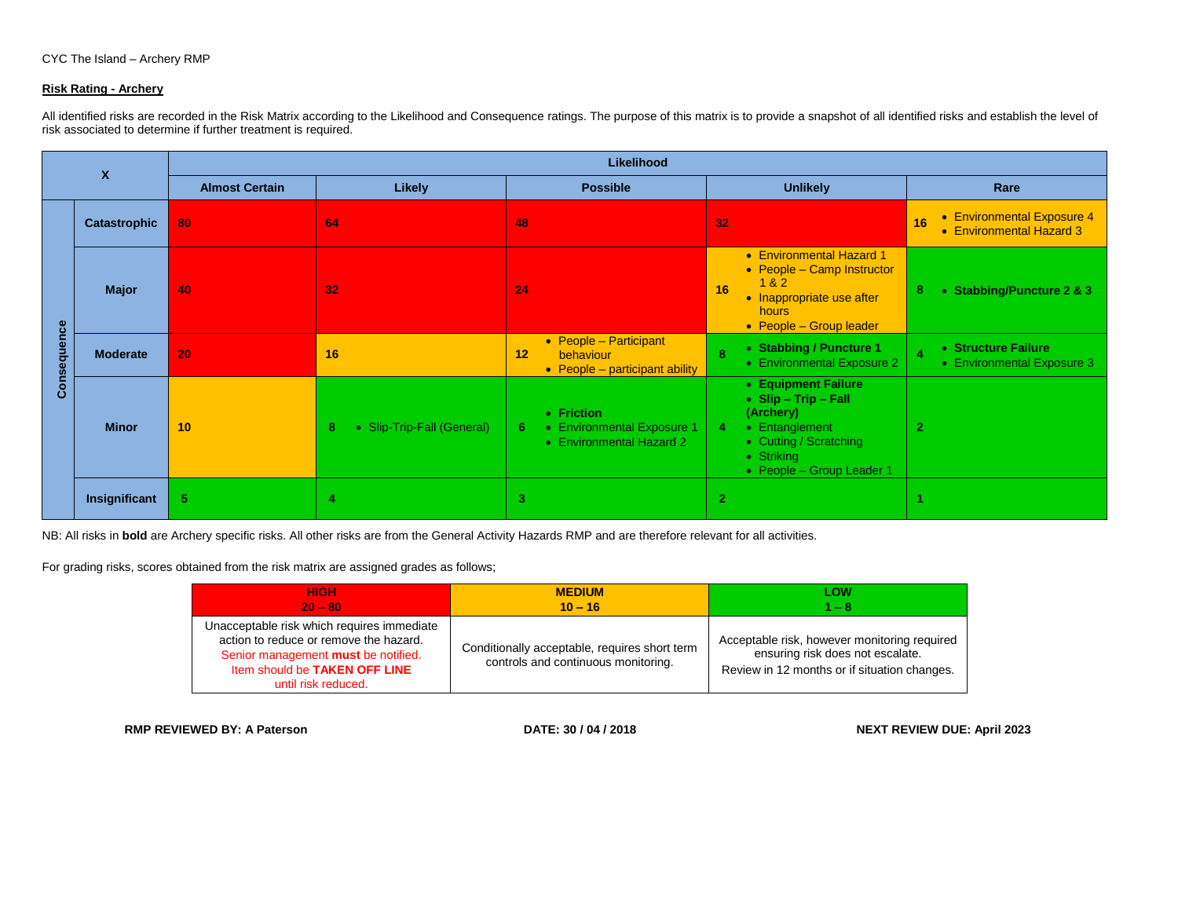CYC The Island – Archery RMP

**Risk Rating - Archery**

All identified risks are recorded in the Risk Matrix according to the Likelihood and Consequence ratings. The purpose of this matrix is to provide a snapshot of all identified risks and establish the level of risk associated to determine if further treatment is required.

| X | | Likelihood | | | | |
|---|---|---|---|---|---|---|
| | | Almost Certain | Likely | Possible | Unlikely | Rare |
| Consequence | Catastrophic | 80 | 64 | 48 | 32 | 16 • Environmental Exposure 4 • Environmental Hazard 3 |
| | Major | 40 | 32 | 24 | 16 • Environmental Hazard 1 • People – Camp Instructor 1 & 2 • Inappropriate use after hours • People – Group leader | 8 • **Stabbing/Puncture 2 & 3** |
| | Moderate | 20 | 16 | 12 • People – Participant behaviour • People – participant ability | 8 • **Stabbing / Puncture 1** • Environmental Exposure 2 | 4 • **Structure Failure** • Environmental Exposure 3 |
| | Minor | 10 | 8 • Slip-Trip-Fall (General) | 6 • **Friction** • Environmental Exposure 1 • Environmental Hazard 2 | 4 • **Equipment Failure** • **Slip – Trip – Fall (Archery)** • Entanglement • Cutting / Scratching • Striking • People – Group Leader 1 | 2 |
| | Insignificant | 5 | 4 | 3 | 2 | 1 |

NB: All risks in **bold** are Archery specific risks. All other risks are from the General Activity Hazards RMP and are therefore relevant for all activities.

For grading risks, scores obtained from the risk matrix are assigned grades as follows;

| HIGH 20 – 80 | MEDIUM 10 – 16 | LOW 1 – 8 |
|---|---|---|
| Unacceptable risk which requires immediate action to reduce or remove the hazard. Senior management **must** be notified. Item should be **TAKEN OFF LINE** until risk reduced. | Conditionally acceptable, requires short term controls and continuous monitoring. | Acceptable risk, however monitoring required ensuring risk does not escalate. Review in 12 months or if situation changes. |

**RMP REVIEWED BY: A Paterson** **DATE: 30 / 04 / 2018** **NEXT REVIEW DUE: April 2023**